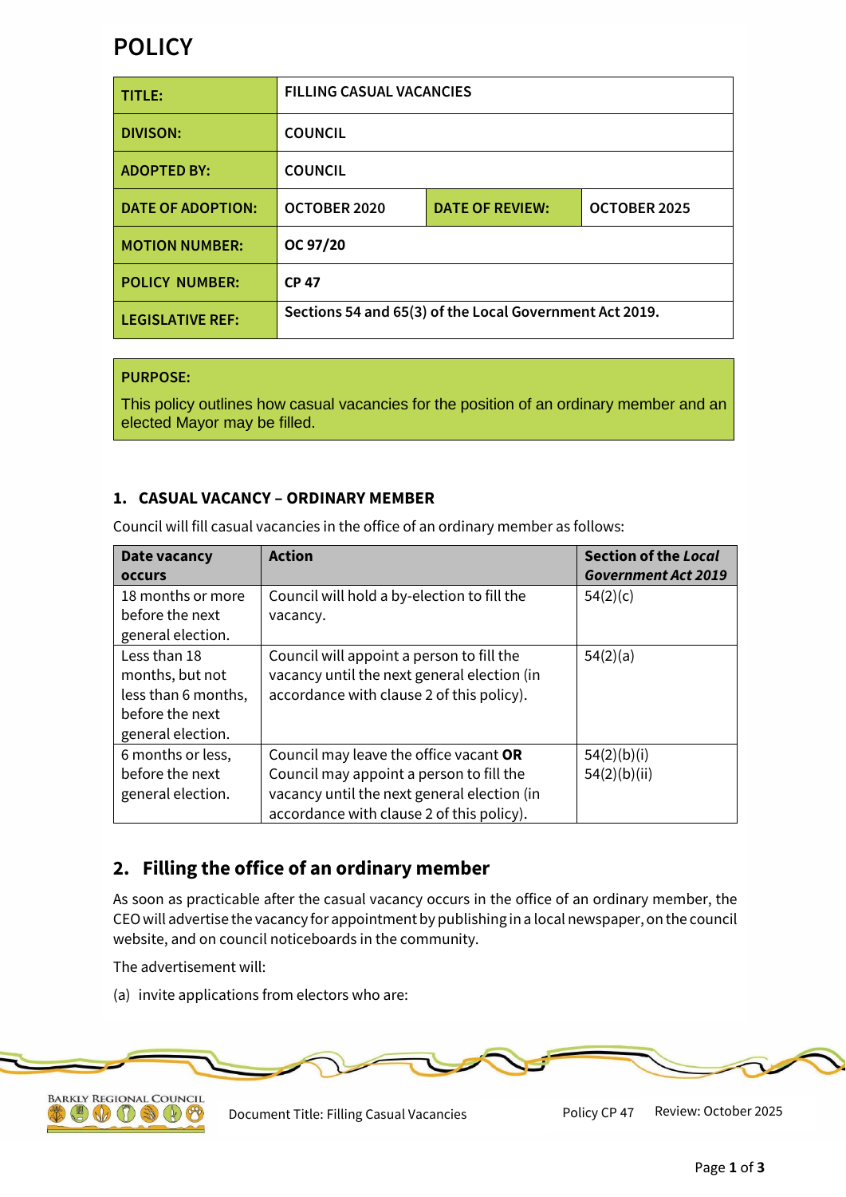# POLICY

| TITLE: | FILLING CASUAL VACANCIES | | |
|---|---|---|---|
| DIVISON: | COUNCIL | | |
| ADOPTED BY: | COUNCIL | | |
| DATE OF ADOPTION: | OCTOBER 2020 | DATE OF REVIEW: | OCTOBER 2025 |
| MOTION NUMBER: | OC 97/20 | | |
| POLICY NUMBER: | CP 47 | | |
| LEGISLATIVE REF: | Sections 54 and 65(3) of the Local Government Act 2019. | | |

**PURPOSE:**

This policy outlines how casual vacancies for the position of an ordinary member and an elected Mayor may be filled.

### 1. CASUAL VACANCY – ORDINARY MEMBER

Council will fill casual vacancies in the office of an ordinary member as follows:

| Date vacancy occurs | Action | Section of the *Local Government Act 2019* |
|---|---|---|
| 18 months or more before the next general election. | Council will hold a by-election to fill the vacancy. | 54(2)(c) |
| Less than 18 months, but not less than 6 months, before the next general election. | Council will appoint a person to fill the vacancy until the next general election (in accordance with clause 2 of this policy). | 54(2)(a) |
| 6 months or less, before the next general election. | Council may leave the office vacant **OR** Council may appoint a person to fill the vacancy until the next general election (in accordance with clause 2 of this policy). | 54(2)(b)(i)<br>54(2)(b)(ii) |

## 2. Filling the office of an ordinary member

As soon as practicable after the casual vacancy occurs in the office of an ordinary member, the CEO will advertise the vacancy for appointment by publishing in a local newspaper, on the council website, and on council noticeboards in the community.

The advertisement will:

(a) invite applications from electors who are: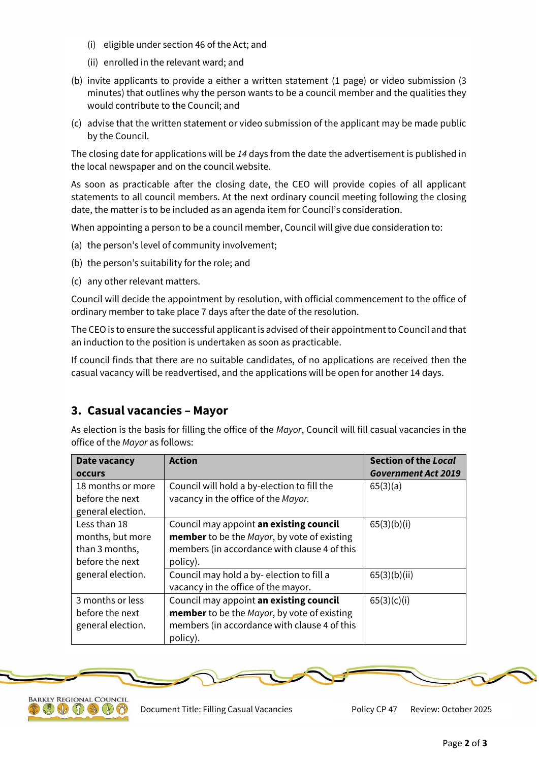(i) eligible under section 46 of the Act; and

(ii) enrolled in the relevant ward; and

(b) invite applicants to provide a either a written statement (1 page) or video submission (3 minutes) that outlines why the person wants to be a council member and the qualities they would contribute to the Council; and

(c) advise that the written statement or video submission of the applicant may be made public by the Council.

The closing date for applications will be *14* days from the date the advertisement is published in the local newspaper and on the council website.

As soon as practicable after the closing date, the CEO will provide copies of all applicant statements to all council members. At the next ordinary council meeting following the closing date, the matter is to be included as an agenda item for Council's consideration.

When appointing a person to be a council member, Council will give due consideration to:

(a) the person's level of community involvement;

(b) the person's suitability for the role; and

(c) any other relevant matters.

Council will decide the appointment by resolution, with official commencement to the office of ordinary member to take place 7 days after the date of the resolution.

The CEO is to ensure the successful applicant is advised of their appointment to Council and that an induction to the position is undertaken as soon as practicable.

If council finds that there are no suitable candidates, of no applications are received then the casual vacancy will be readvertised, and the applications will be open for another 14 days.

## 3. Casual vacancies – Mayor

As election is the basis for filling the office of the *Mayor*, Council will fill casual vacancies in the office of the *Mayor* as follows:

| Date vacancy occurs | Action | Section of the *Local Government Act 2019* |
|---|---|---|
| 18 months or more before the next general election. | Council will hold a by-election to fill the vacancy in the office of the *Mayor.* | 65(3)(a) |
| Less than 18 months, but more than 3 months, before the next general election. | Council may appoint **an existing council member** to be the *Mayor*, by vote of existing members (in accordance with clause 4 of this policy). | 65(3)(b)(i) |
| | Council may hold a by- election to fill a vacancy in the office of the mayor. | 65(3)(b)(ii) |
| 3 months or less before the next general election. | Council may appoint **an existing council member** to be the *Mayor*, by vote of existing members (in accordance with clause 4 of this policy). | 65(3)(c)(i) |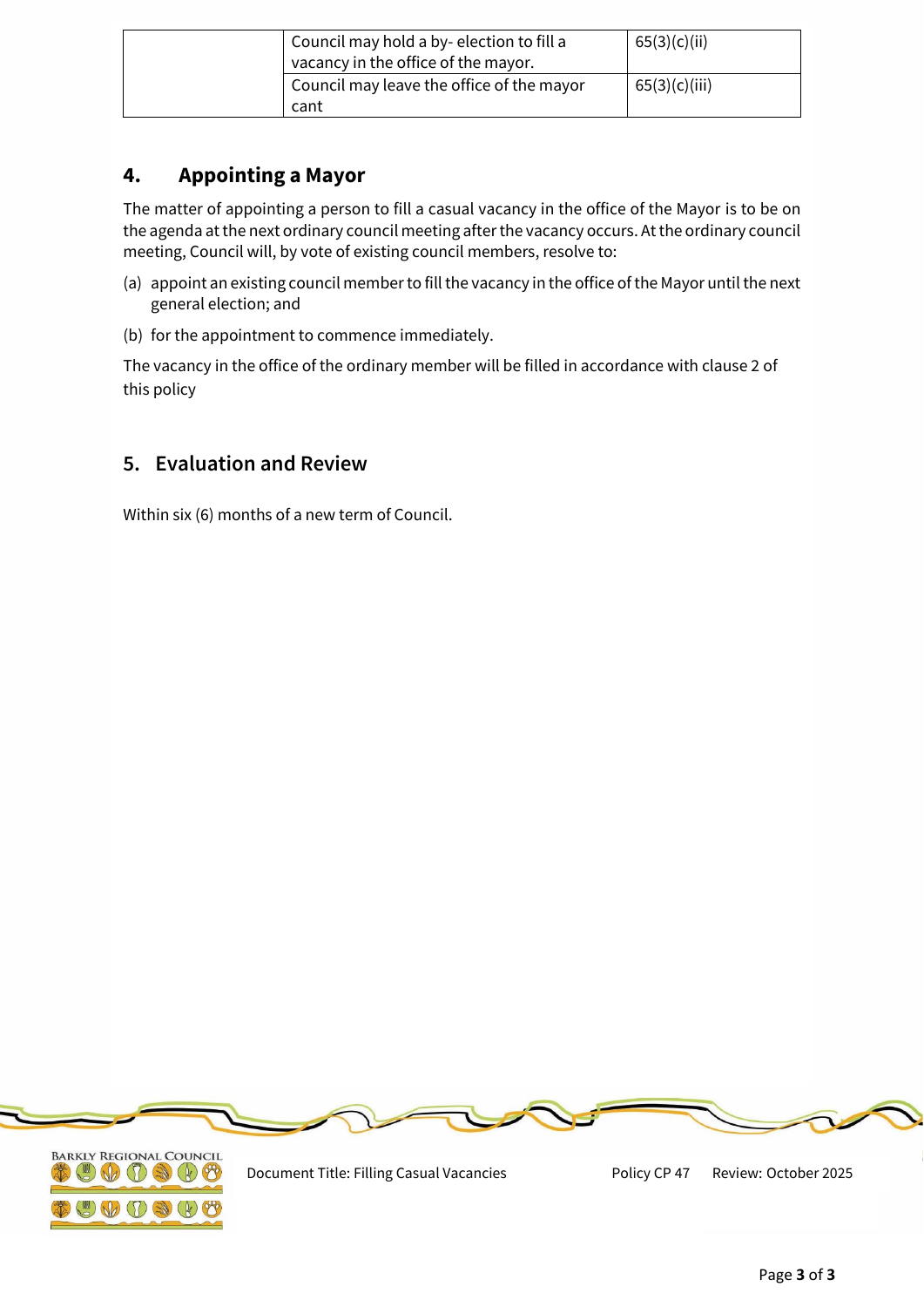| | | |
|---|---|---|
| | Council may hold a by- election to fill a vacancy in the office of the mayor. | 65(3)(c)(ii) |
| | Council may leave the office of the mayor cant | 65(3)(c)(iii) |

## 4. Appointing a Mayor

The matter of appointing a person to fill a casual vacancy in the office of the Mayor is to be on the agenda at the next ordinary council meeting after the vacancy occurs. At the ordinary council meeting, Council will, by vote of existing council members, resolve to:

(a) appoint an existing council member to fill the vacancy in the office of the Mayor until the next general election; and

(b) for the appointment to commence immediately.

The vacancy in the office of the ordinary member will be filled in accordance with clause 2 of this policy

## 5. Evaluation and Review

Within six (6) months of a new term of Council.